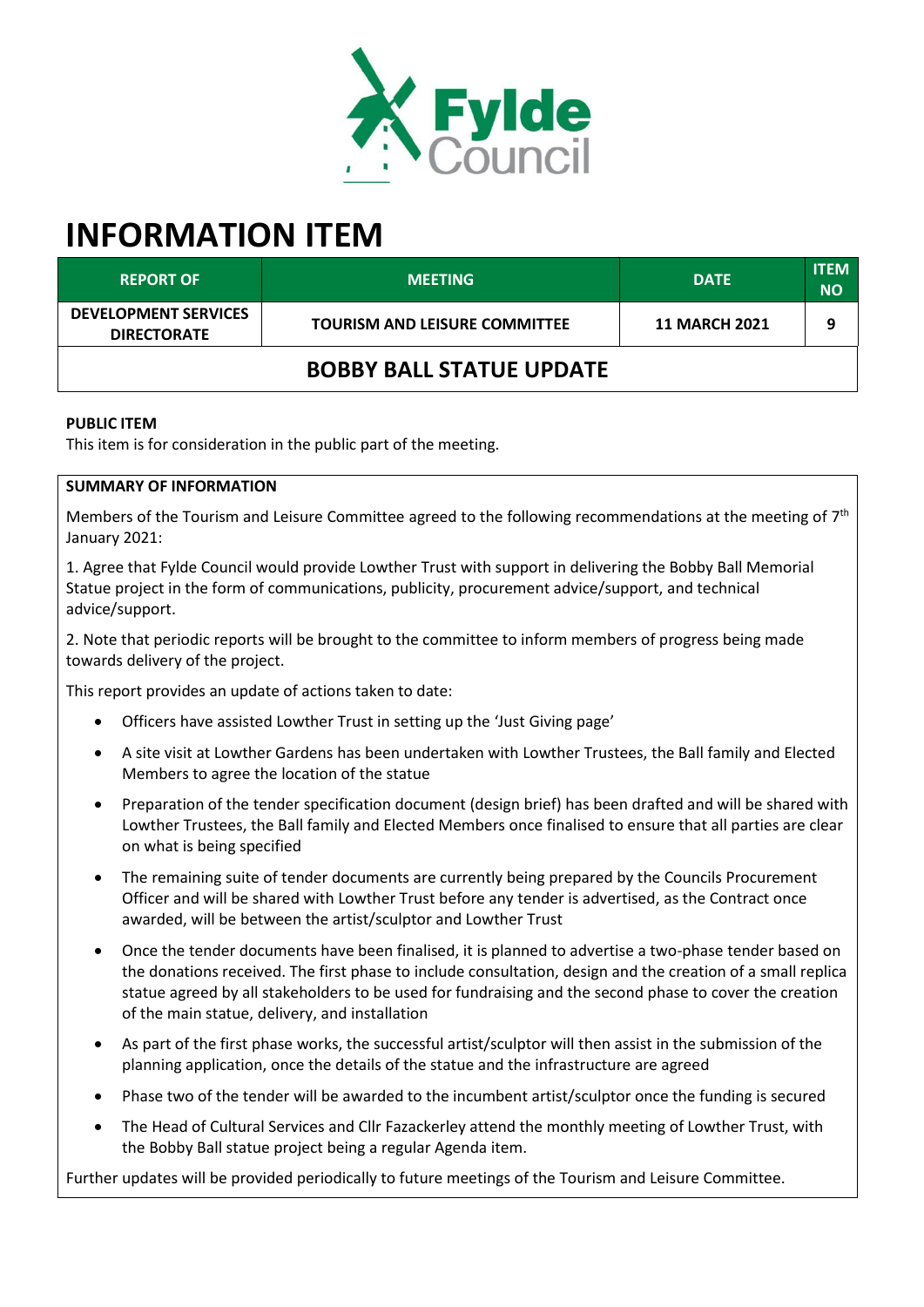# INFORMATION ITEM

| REPORT OF | MEETING | DATE | ITEM NO |
|---|---|---|---|
| DEVELOPMENT SERVICES DIRECTORATE | TOURISM AND LEISURE COMMITTEE | 11 MARCH 2021 | 9 |
| BOBBY BALL STATUE UPDATE | | | |

**PUBLIC ITEM**

This item is for consideration in the public part of the meeting.

**SUMMARY OF INFORMATION**

Members of the Tourism and Leisure Committee agreed to the following recommendations at the meeting of 7th January 2021:

1. Agree that Fylde Council would provide Lowther Trust with support in delivering the Bobby Ball Memorial Statue project in the form of communications, publicity, procurement advice/support, and technical advice/support.

2. Note that periodic reports will be brought to the committee to inform members of progress being made towards delivery of the project.

This report provides an update of actions taken to date:

- Officers have assisted Lowther Trust in setting up the 'Just Giving page'
- A site visit at Lowther Gardens has been undertaken with Lowther Trustees, the Ball family and Elected Members to agree the location of the statue
- Preparation of the tender specification document (design brief) has been drafted and will be shared with Lowther Trustees, the Ball family and Elected Members once finalised to ensure that all parties are clear on what is being specified
- The remaining suite of tender documents are currently being prepared by the Councils Procurement Officer and will be shared with Lowther Trust before any tender is advertised, as the Contract once awarded, will be between the artist/sculptor and Lowther Trust
- Once the tender documents have been finalised, it is planned to advertise a two-phase tender based on the donations received. The first phase to include consultation, design and the creation of a small replica statue agreed by all stakeholders to be used for fundraising and the second phase to cover the creation of the main statue, delivery, and installation
- As part of the first phase works, the successful artist/sculptor will then assist in the submission of the planning application, once the details of the statue and the infrastructure are agreed
- Phase two of the tender will be awarded to the incumbent artist/sculptor once the funding is secured
- The Head of Cultural Services and Cllr Fazackerley attend the monthly meeting of Lowther Trust, with the Bobby Ball statue project being a regular Agenda item.

Further updates will be provided periodically to future meetings of the Tourism and Leisure Committee.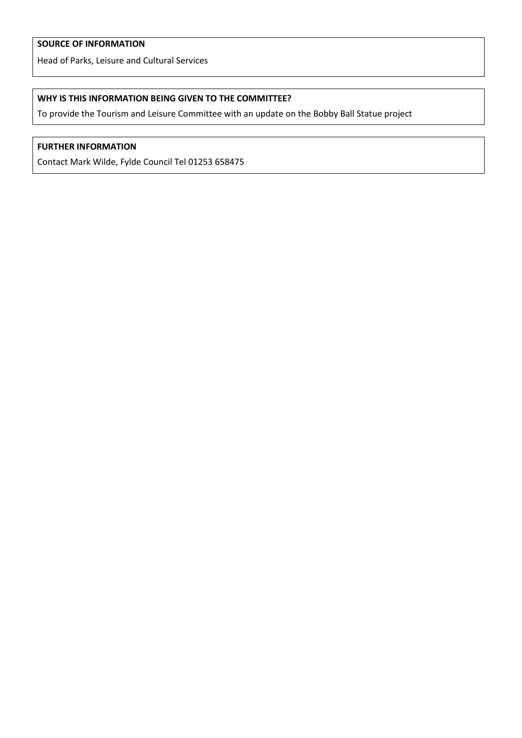**SOURCE OF INFORMATION**

Head of Parks, Leisure and Cultural Services

**WHY IS THIS INFORMATION BEING GIVEN TO THE COMMITTEE?**

To provide the Tourism and Leisure Committee with an update on the Bobby Ball Statue project

**FURTHER INFORMATION**

Contact Mark Wilde, Fylde Council Tel 01253 658475